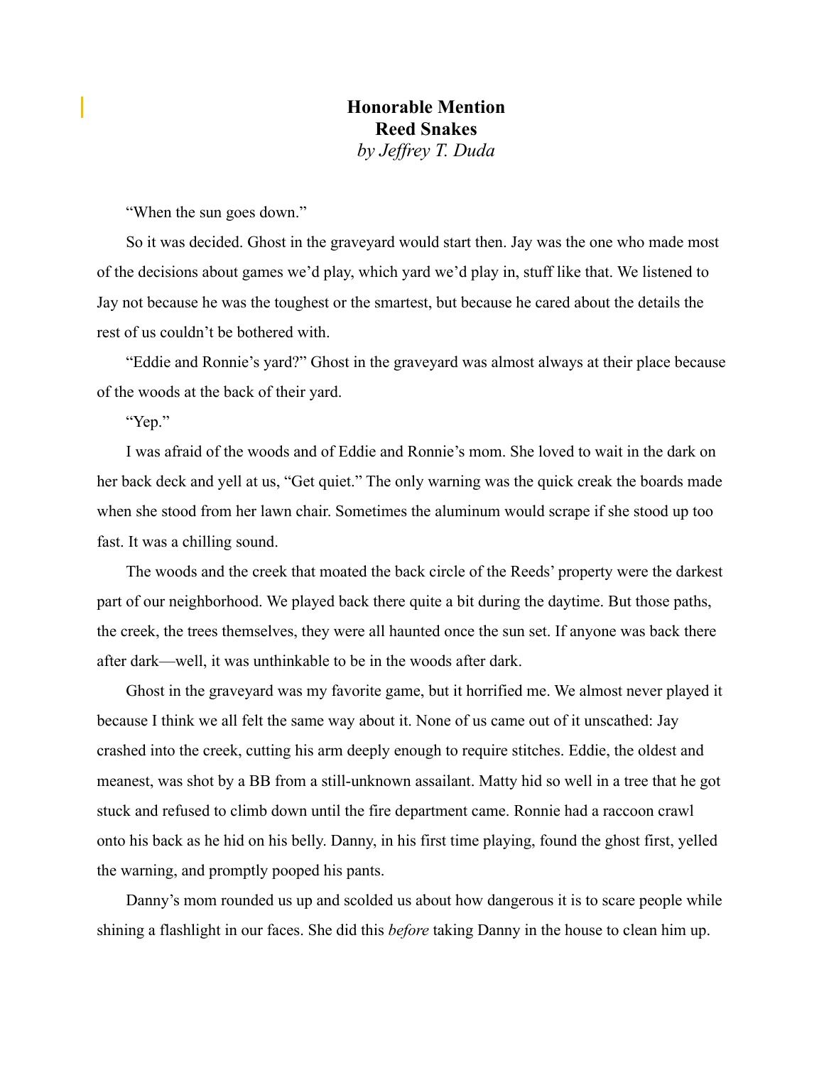**Honorable Mention**

# Reed Snakes

*by Jeffrey T. Duda*

"When the sun goes down."

So it was decided. Ghost in the graveyard would start then. Jay was the one who made most of the decisions about games we'd play, which yard we'd play in, stuff like that. We listened to Jay not because he was the toughest or the smartest, but because he cared about the details the rest of us couldn't be bothered with.

"Eddie and Ronnie's yard?" Ghost in the graveyard was almost always at their place because of the woods at the back of their yard.

"Yep."

I was afraid of the woods and of Eddie and Ronnie's mom. She loved to wait in the dark on her back deck and yell at us, "Get quiet." The only warning was the quick creak the boards made when she stood from her lawn chair. Sometimes the aluminum would scrape if she stood up too fast. It was a chilling sound.

The woods and the creek that moated the back circle of the Reeds' property were the darkest part of our neighborhood. We played back there quite a bit during the daytime. But those paths, the creek, the trees themselves, they were all haunted once the sun set. If anyone was back there after dark—well, it was unthinkable to be in the woods after dark.

Ghost in the graveyard was my favorite game, but it horrified me. We almost never played it because I think we all felt the same way about it. None of us came out of it unscathed: Jay crashed into the creek, cutting his arm deeply enough to require stitches. Eddie, the oldest and meanest, was shot by a BB from a still-unknown assailant. Matty hid so well in a tree that he got stuck and refused to climb down until the fire department came. Ronnie had a raccoon crawl onto his back as he hid on his belly. Danny, in his first time playing, found the ghost first, yelled the warning, and promptly pooped his pants.

Danny's mom rounded us up and scolded us about how dangerous it is to scare people while shining a flashlight in our faces. She did this *before* taking Danny in the house to clean him up.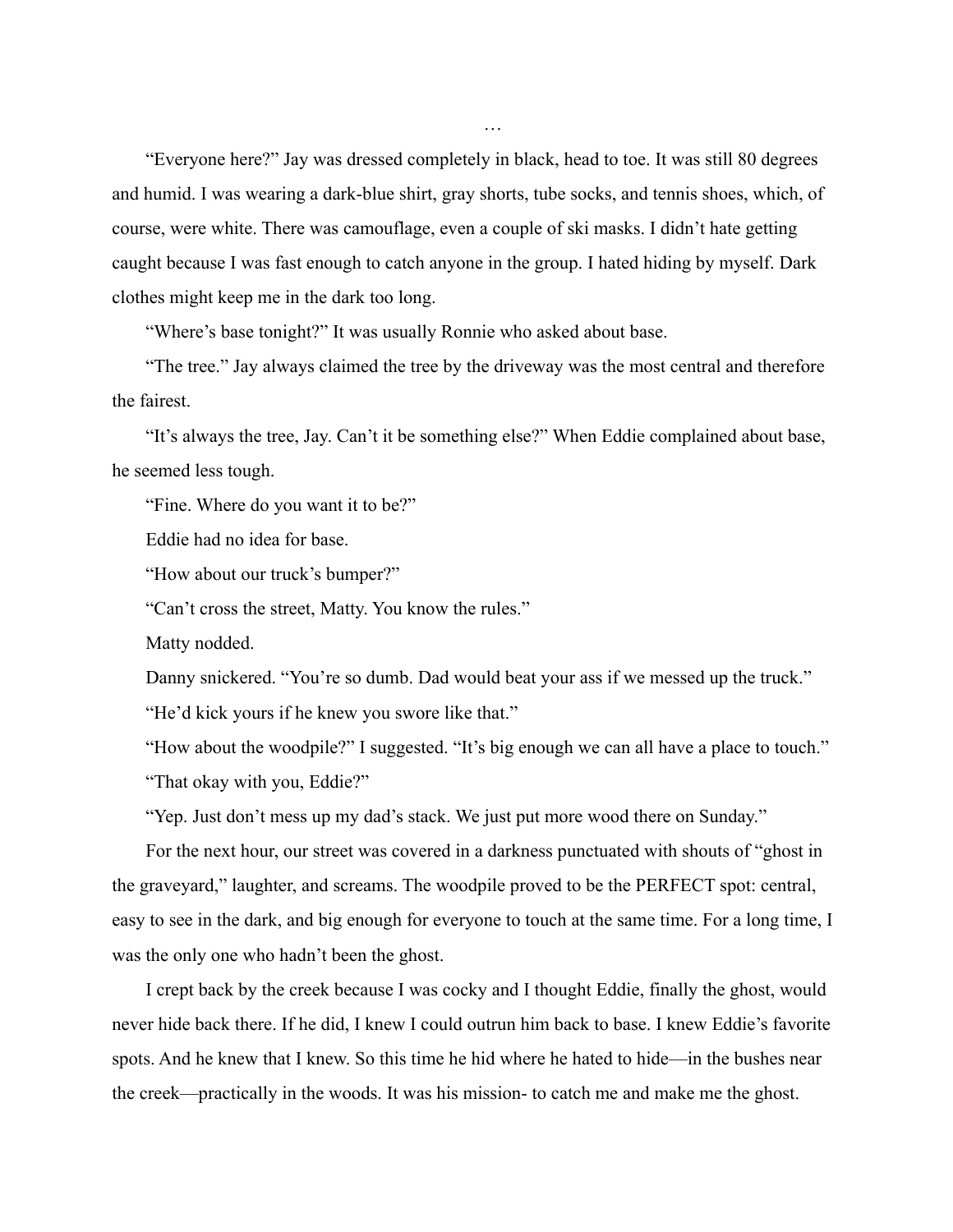…

“Everyone here?” Jay was dressed completely in black, head to toe. It was still 80 degrees and humid. I was wearing a dark-blue shirt, gray shorts, tube socks, and tennis shoes, which, of course, were white. There was camouflage, even a couple of ski masks. I didn’t hate getting caught because I was fast enough to catch anyone in the group. I hated hiding by myself. Dark clothes might keep me in the dark too long.

“Where’s base tonight?” It was usually Ronnie who asked about base.

“The tree.” Jay always claimed the tree by the driveway was the most central and therefore the fairest.

“It’s always the tree, Jay. Can’t it be something else?” When Eddie complained about base, he seemed less tough.

“Fine. Where do you want it to be?”

Eddie had no idea for base.

“How about our truck’s bumper?”

“Can’t cross the street, Matty. You know the rules.”

Matty nodded.

Danny snickered. “You’re so dumb. Dad would beat your ass if we messed up the truck.”

“He’d kick yours if he knew you swore like that.”

“How about the woodpile?” I suggested. “It’s big enough we can all have a place to touch.”

“That okay with you, Eddie?”

“Yep. Just don’t mess up my dad’s stack. We just put more wood there on Sunday.”

For the next hour, our street was covered in a darkness punctuated with shouts of “ghost in the graveyard,” laughter, and screams. The woodpile proved to be the PERFECT spot: central, easy to see in the dark, and big enough for everyone to touch at the same time. For a long time, I was the only one who hadn’t been the ghost.

I crept back by the creek because I was cocky and I thought Eddie, finally the ghost, would never hide back there. If he did, I knew I could outrun him back to base. I knew Eddie’s favorite spots. And he knew that I knew. So this time he hid where he hated to hide—in the bushes near the creek—practically in the woods. It was his mission- to catch me and make me the ghost.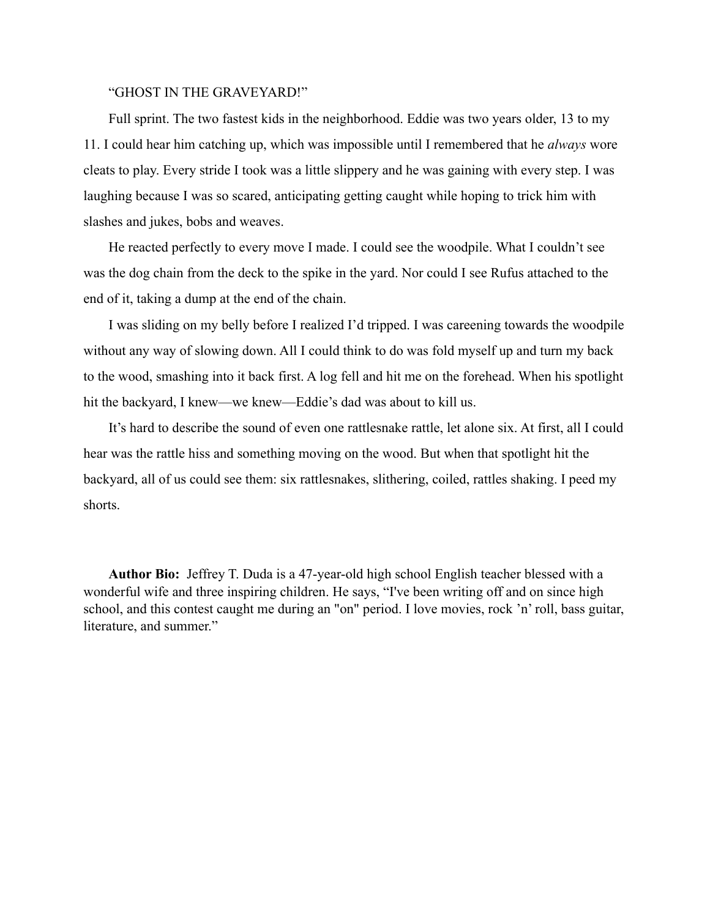"GHOST IN THE GRAVEYARD!"

Full sprint. The two fastest kids in the neighborhood. Eddie was two years older, 13 to my 11. I could hear him catching up, which was impossible until I remembered that he *always* wore cleats to play. Every stride I took was a little slippery and he was gaining with every step. I was laughing because I was so scared, anticipating getting caught while hoping to trick him with slashes and jukes, bobs and weaves.

He reacted perfectly to every move I made. I could see the woodpile. What I couldn't see was the dog chain from the deck to the spike in the yard. Nor could I see Rufus attached to the end of it, taking a dump at the end of the chain.

I was sliding on my belly before I realized I'd tripped. I was careening towards the woodpile without any way of slowing down. All I could think to do was fold myself up and turn my back to the wood, smashing into it back first. A log fell and hit me on the forehead. When his spotlight hit the backyard, I knew—we knew—Eddie's dad was about to kill us.

It's hard to describe the sound of even one rattlesnake rattle, let alone six. At first, all I could hear was the rattle hiss and something moving on the wood. But when that spotlight hit the backyard, all of us could see them: six rattlesnakes, slithering, coiled, rattles shaking. I peed my shorts.

**Author Bio:** Jeffrey T. Duda is a 47-year-old high school English teacher blessed with a wonderful wife and three inspiring children. He says, "I've been writing off and on since high school, and this contest caught me during an "on" period. I love movies, rock 'n' roll, bass guitar, literature, and summer."